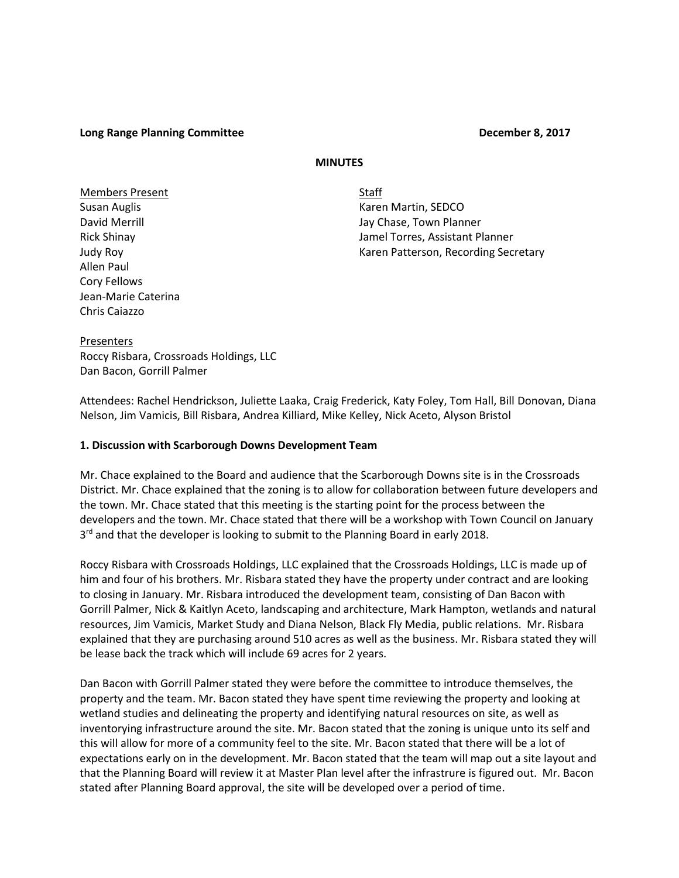**Long Range Planning Committee** **December 8, 2017**

**MINUTES**

Members Present
Susan Auglis
David Merrill
Rick Shinay
Judy Roy
Allen Paul
Cory Fellows
Jean-Marie Caterina
Chris Caiazzo

Staff
Karen Martin, SEDCO
Jay Chase, Town Planner
Jamel Torres, Assistant Planner
Karen Patterson, Recording Secretary

Presenters
Roccy Risbara, Crossroads Holdings, LLC
Dan Bacon, Gorrill Palmer

Attendees: Rachel Hendrickson, Juliette Laaka, Craig Frederick, Katy Foley, Tom Hall, Bill Donovan, Diana Nelson, Jim Vamicis, Bill Risbara, Andrea Killiard, Mike Kelley, Nick Aceto, Alyson Bristol

**1. Discussion with Scarborough Downs Development Team**

Mr. Chace explained to the Board and audience that the Scarborough Downs site is in the Crossroads District. Mr. Chace explained that the zoning is to allow for collaboration between future developers and the town. Mr. Chace stated that this meeting is the starting point for the process between the developers and the town. Mr. Chace stated that there will be a workshop with Town Council on January 3rd and that the developer is looking to submit to the Planning Board in early 2018.

Roccy Risbara with Crossroads Holdings, LLC explained that the Crossroads Holdings, LLC is made up of him and four of his brothers. Mr. Risbara stated they have the property under contract and are looking to closing in January. Mr. Risbara introduced the development team, consisting of Dan Bacon with Gorrill Palmer, Nick & Kaitlyn Aceto, landscaping and architecture, Mark Hampton, wetlands and natural resources, Jim Vamicis, Market Study and Diana Nelson, Black Fly Media, public relations. Mr. Risbara explained that they are purchasing around 510 acres as well as the business. Mr. Risbara stated they will be lease back the track which will include 69 acres for 2 years.

Dan Bacon with Gorrill Palmer stated they were before the committee to introduce themselves, the property and the team. Mr. Bacon stated they have spent time reviewing the property and looking at wetland studies and delineating the property and identifying natural resources on site, as well as inventorying infrastructure around the site. Mr. Bacon stated that the zoning is unique unto its self and this will allow for more of a community feel to the site. Mr. Bacon stated that there will be a lot of expectations early on in the development. Mr. Bacon stated that the team will map out a site layout and that the Planning Board will review it at Master Plan level after the infrastrure is figured out. Mr. Bacon stated after Planning Board approval, the site will be developed over a period of time.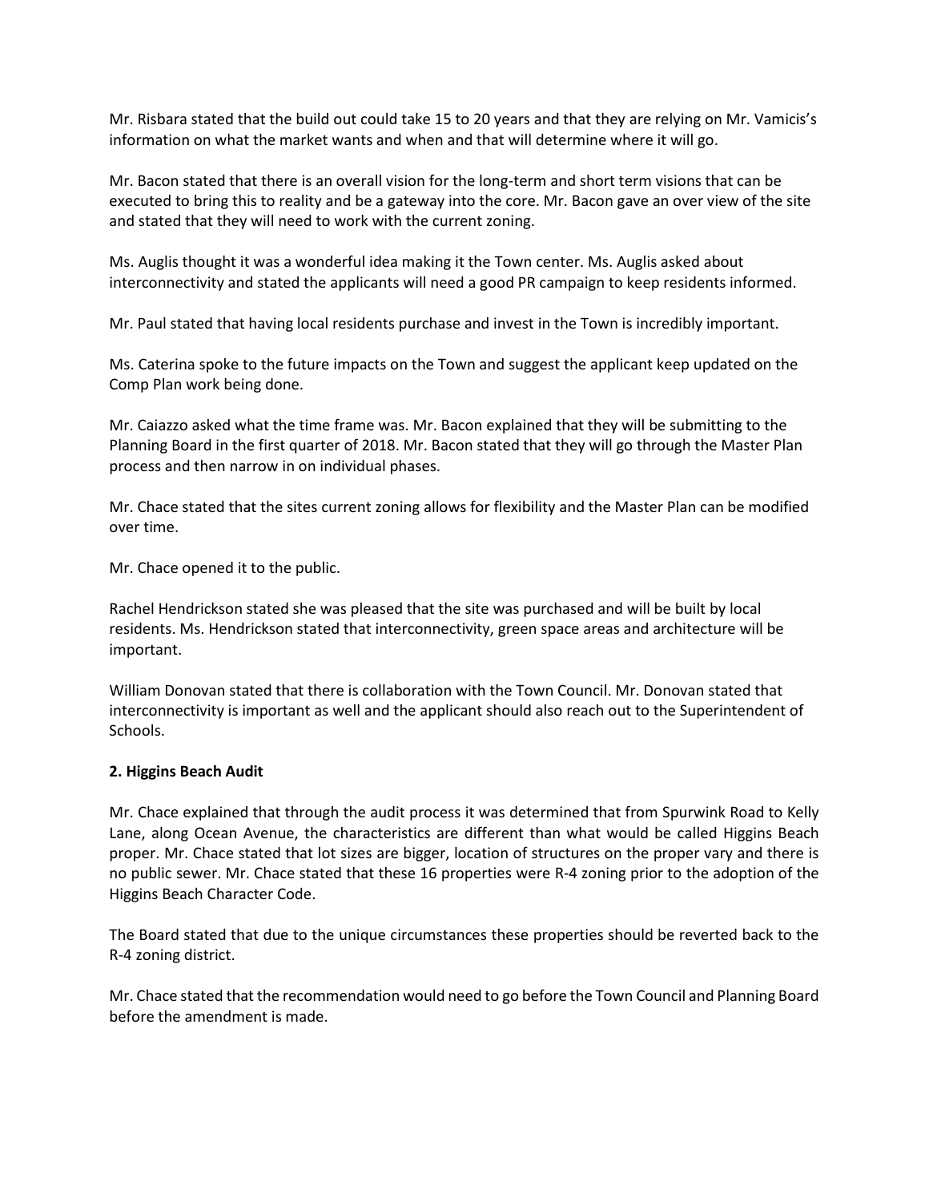Mr. Risbara stated that the build out could take 15 to 20 years and that they are relying on Mr. Vamicis's information on what the market wants and when and that will determine where it will go.

Mr. Bacon stated that there is an overall vision for the long-term and short term visions that can be executed to bring this to reality and be a gateway into the core. Mr. Bacon gave an over view of the site and stated that they will need to work with the current zoning.

Ms. Auglis thought it was a wonderful idea making it the Town center. Ms. Auglis asked about interconnectivity and stated the applicants will need a good PR campaign to keep residents informed.

Mr. Paul stated that having local residents purchase and invest in the Town is incredibly important.

Ms. Caterina spoke to the future impacts on the Town and suggest the applicant keep updated on the Comp Plan work being done.

Mr. Caiazzo asked what the time frame was. Mr. Bacon explained that they will be submitting to the Planning Board in the first quarter of 2018. Mr. Bacon stated that they will go through the Master Plan process and then narrow in on individual phases.

Mr. Chace stated that the sites current zoning allows for flexibility and the Master Plan can be modified over time.

Mr. Chace opened it to the public.

Rachel Hendrickson stated she was pleased that the site was purchased and will be built by local residents. Ms. Hendrickson stated that interconnectivity, green space areas and architecture will be important.

William Donovan stated that there is collaboration with the Town Council. Mr. Donovan stated that interconnectivity is important as well and the applicant should also reach out to the Superintendent of Schools.

**2. Higgins Beach Audit**

Mr. Chace explained that through the audit process it was determined that from Spurwink Road to Kelly Lane, along Ocean Avenue, the characteristics are different than what would be called Higgins Beach proper. Mr. Chace stated that lot sizes are bigger, location of structures on the proper vary and there is no public sewer. Mr. Chace stated that these 16 properties were R-4 zoning prior to the adoption of the Higgins Beach Character Code.

The Board stated that due to the unique circumstances these properties should be reverted back to the R-4 zoning district.

Mr. Chace stated that the recommendation would need to go before the Town Council and Planning Board before the amendment is made.